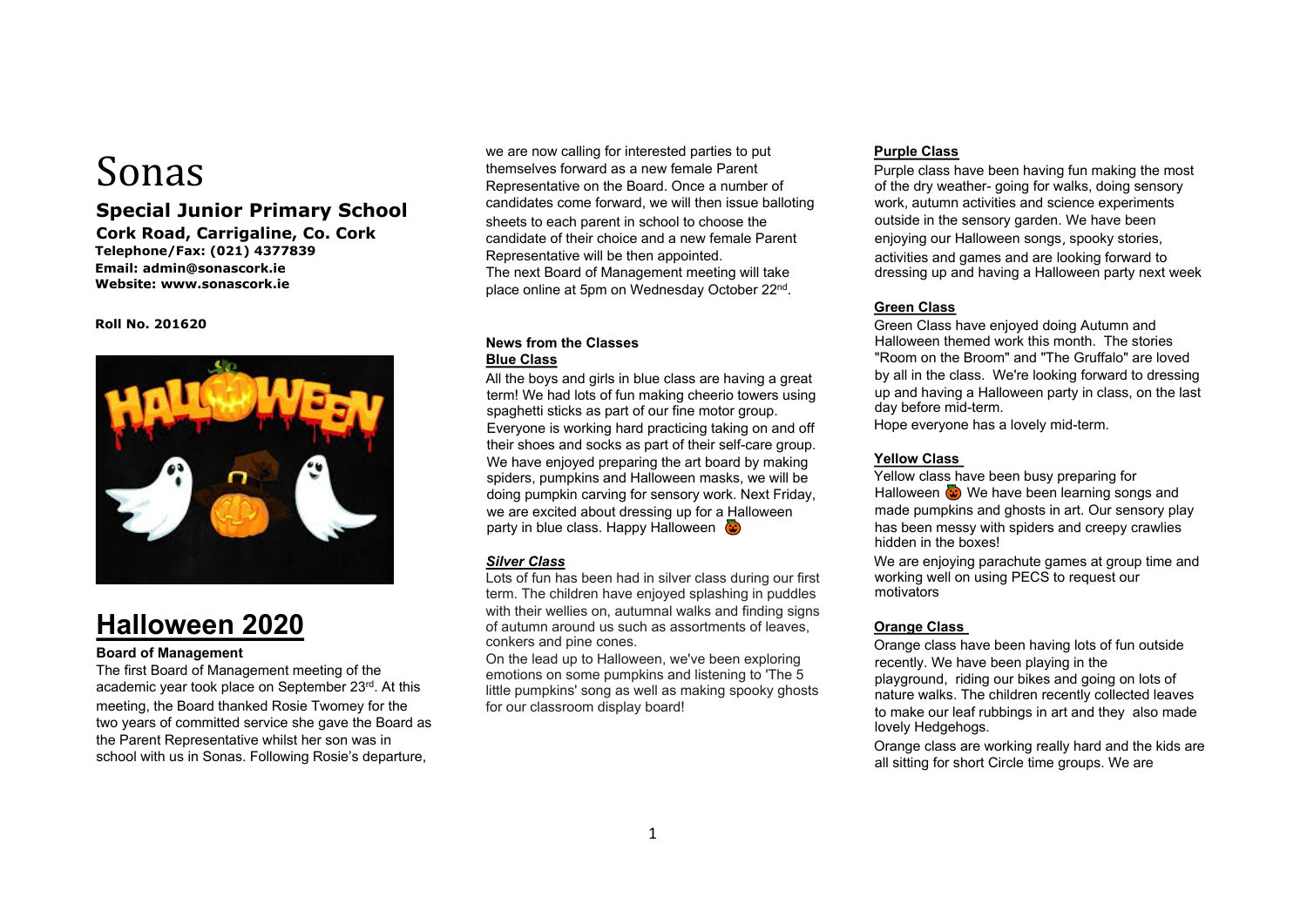# Sonas

## Special Junior Primary School

**Cork Road, Carrigaline, Co. Cork**
**Telephone/Fax: (021) 4377839**
**Email: admin@sonascork.ie**
**Website: www.sonascork.ie**

**Roll No. 201620**

# Halloween 2020

### Board of Management

The first Board of Management meeting of the academic year took place on September 23rd. At this meeting, the Board thanked Rosie Twomey for the two years of committed service she gave the Board as the Parent Representative whilst her son was in school with us in Sonas. Following Rosie's departure, we are now calling for interested parties to put themselves forward as a new female Parent Representative on the Board. Once a number of candidates come forward, we will then issue balloting sheets to each parent in school to choose the candidate of their choice and a new female Parent Representative will be then appointed.
The next Board of Management meeting will take place online at 5pm on Wednesday October 22nd.

### News from the Classes

**Blue Class**

All the boys and girls in blue class are having a great term! We had lots of fun making cheerio towers using spaghetti sticks as part of our fine motor group. Everyone is working hard practicing taking on and off their shoes and socks as part of their self-care group. We have enjoyed preparing the art board by making spiders, pumpkins and Halloween masks, we will be doing pumpkin carving for sensory work. Next Friday, we are excited about dressing up for a Halloween party in blue class. Happy Halloween 🎃

***Silver Class***

Lots of fun has been had in silver class during our first term. The children have enjoyed splashing in puddles with their wellies on, autumnal walks and finding signs of autumn around us such as assortments of leaves, conkers and pine cones.
On the lead up to Halloween, we've been exploring emotions on some pumpkins and listening to 'The 5 little pumpkins' song as well as making spooky ghosts for our classroom display board!

**Purple Class**

Purple class have been having fun making the most of the dry weather- going for walks, doing sensory work, autumn activities and science experiments outside in the sensory garden. We have been enjoying our Halloween songs, spooky stories, activities and games and are looking forward to dressing up and having a Halloween party next week

**Green Class**

Green Class have enjoyed doing Autumn and Halloween themed work this month. The stories "Room on the Broom" and "The Gruffalo" are loved by all in the class. We're looking forward to dressing up and having a Halloween party in class, on the last day before mid-term.
Hope everyone has a lovely mid-term.

**Yellow Class**

Yellow class have been busy preparing for Halloween 🎃 We have been learning songs and made pumpkins and ghosts in art. Our sensory play has been messy with spiders and creepy crawlies hidden in the boxes!
We are enjoying parachute games at group time and working well on using PECS to request our motivators

**Orange Class**

Orange class have been having lots of fun outside recently. We have been playing in the playground, riding our bikes and going on lots of nature walks. The children recently collected leaves to make our leaf rubbings in art and they also made lovely Hedgehogs.
Orange class are working really hard and the kids are all sitting for short Circle time groups. We are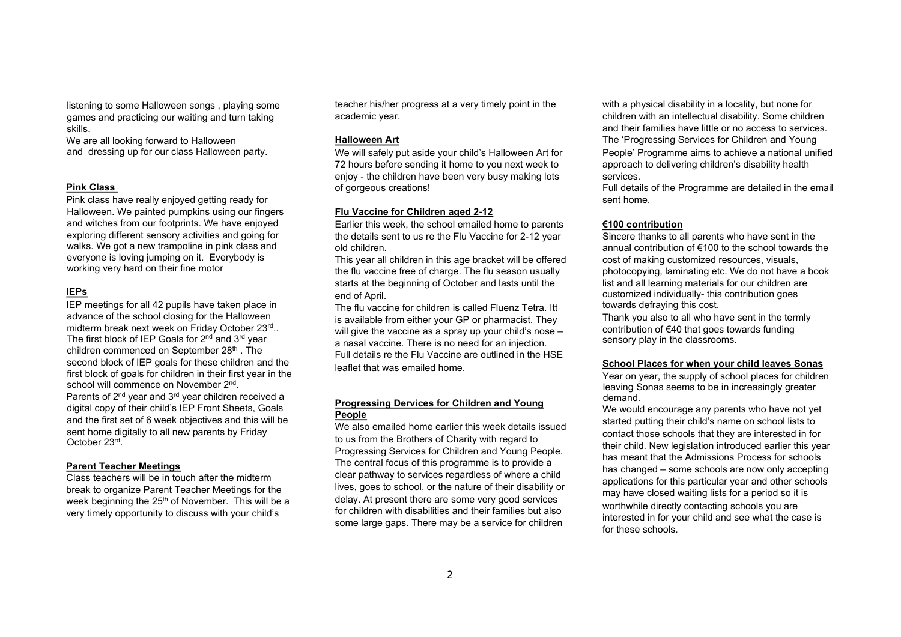listening to some Halloween songs , playing some games and practicing our waiting and turn taking skills.

We are all looking forward to Halloween and dressing up for our class Halloween party.

**Pink Class**

Pink class have really enjoyed getting ready for Halloween. We painted pumpkins using our fingers and witches from our footprints. We have enjoyed exploring different sensory activities and going for walks. We got a new trampoline in pink class and everyone is loving jumping on it. Everybody is working very hard on their fine motor

**IEPs**

IEP meetings for all 42 pupils have taken place in advance of the school closing for the Halloween midterm break next week on Friday October 23rd.. The first block of IEP Goals for 2nd and 3rd year children commenced on September 28th . The second block of IEP goals for these children and the first block of goals for children in their first year in the school will commence on November 2nd.

Parents of 2nd year and 3rd year children received a digital copy of their child's IEP Front Sheets, Goals and the first set of 6 week objectives and this will be sent home digitally to all new parents by Friday October 23rd.

**Parent Teacher Meetings**

Class teachers will be in touch after the midterm break to organize Parent Teacher Meetings for the week beginning the 25th of November. This will be a very timely opportunity to discuss with your child's teacher his/her progress at a very timely point in the academic year.

**Halloween Art**

We will safely put aside your child's Halloween Art for 72 hours before sending it home to you next week to enjoy - the children have been very busy making lots of gorgeous creations!

**Flu Vaccine for Children aged 2-12**

Earlier this week, the school emailed home to parents the details sent to us re the Flu Vaccine for 2-12 year old children.

This year all children in this age bracket will be offered the flu vaccine free of charge. The flu season usually starts at the beginning of October and lasts until the end of April.

The flu vaccine for children is called Fluenz Tetra. Itt is available from either your GP or pharmacist. They will give the vaccine as a spray up your child's nose – a nasal vaccine. There is no need for an injection. Full details re the Flu Vaccine are outlined in the HSE leaflet that was emailed home.

**Progressing Dervices for Children and Young People**

We also emailed home earlier this week details issued to us from the Brothers of Charity with regard to Progressing Services for Children and Young People. The central focus of this programme is to provide a clear pathway to services regardless of where a child lives, goes to school, or the nature of their disability or delay. At present there are some very good services for children with disabilities and their families but also some large gaps. There may be a service for children with a physical disability in a locality, but none for children with an intellectual disability. Some children and their families have little or no access to services. The 'Progressing Services for Children and Young People' Programme aims to achieve a national unified approach to delivering children's disability health services.

Full details of the Programme are detailed in the email sent home.

**€100 contribution**

Sincere thanks to all parents who have sent in the annual contribution of €100 to the school towards the cost of making customized resources, visuals, photocopying, laminating etc. We do not have a book list and all learning materials for our children are customized individually- this contribution goes towards defraying this cost.

Thank you also to all who have sent in the termly contribution of €40 that goes towards funding sensory play in the classrooms.

**School Places for when your child leaves Sonas**

Year on year, the supply of school places for children leaving Sonas seems to be in increasingly greater demand.

We would encourage any parents who have not yet started putting their child's name on school lists to contact those schools that they are interested in for their child. New legislation introduced earlier this year has meant that the Admissions Process for schools has changed – some schools are now only accepting applications for this particular year and other schools may have closed waiting lists for a period so it is worthwhile directly contacting schools you are interested in for your child and see what the case is for these schools.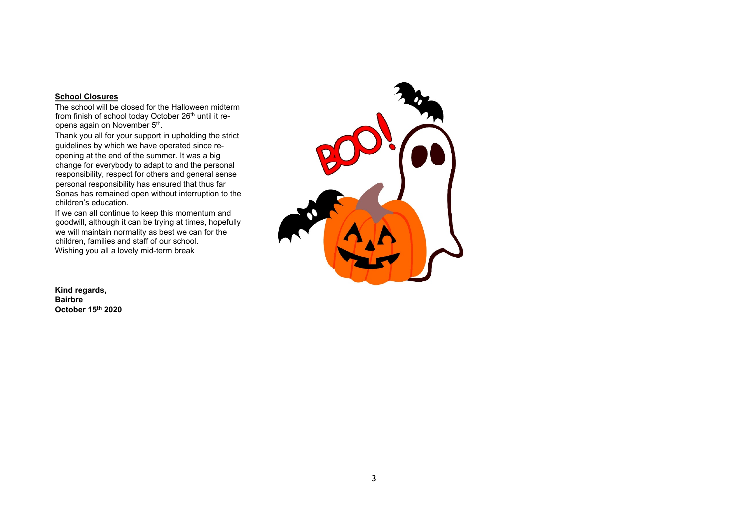**School Closures**

The school will be closed for the Halloween midterm from finish of school today October 26th until it re-opens again on November 5th.

Thank you all for your support in upholding the strict guidelines by which we have operated since re-opening at the end of the summer. It was a big change for everybody to adapt to and the personal responsibility, respect for others and general sense personal responsibility has ensured that thus far Sonas has remained open without interruption to the children's education.

If we can all continue to keep this momentum and goodwill, although it can be trying at times, hopefully we will maintain normality as best we can for the children, families and staff of our school.

Wishing you all a lovely mid-term break

**Kind regards,**
**Bairbre**
**October 15th 2020**